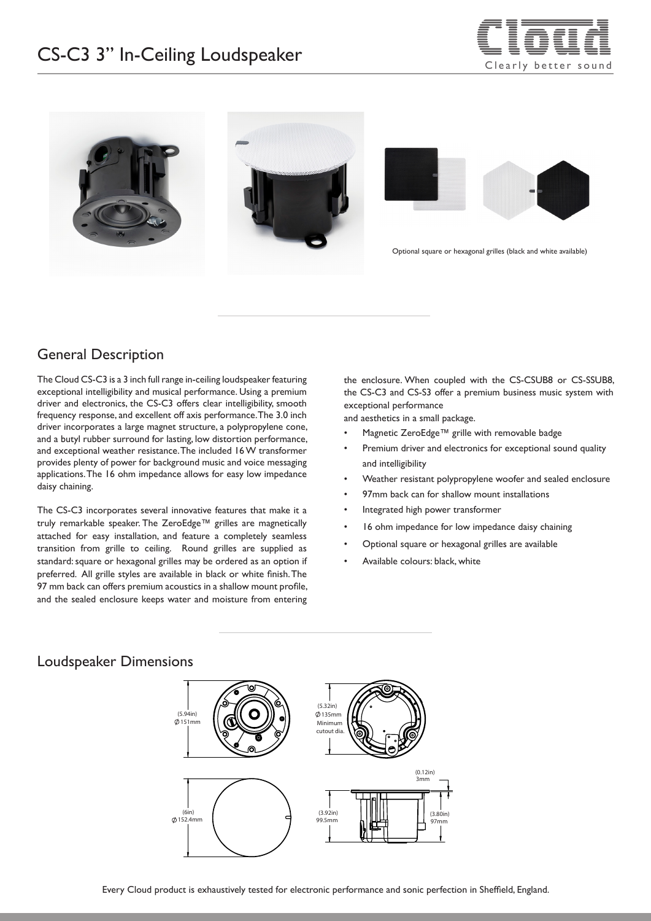# CS-C3 3" In-Ceiling Loudspeaker

Optional square or hexagonal grilles (black and white available)

## General Description

The Cloud CS-C3 is a 3 inch full range in-ceiling loudspeaker featuring exceptional intelligibility and musical performance. Using a premium driver and electronics, the CS-C3 offers clear intelligibility, smooth frequency response, and excellent off axis performance. The 3.0 inch driver incorporates a large magnet structure, a polypropylene cone, and a butyl rubber surround for lasting, low distortion performance, and exceptional weather resistance. The included 16 W transformer provides plenty of power for background music and voice messaging applications. The 16 ohm impedance allows for easy low impedance daisy chaining.

The CS-C3 incorporates several innovative features that make it a truly remarkable speaker. The ZeroEdge™ grilles are magnetically attached for easy installation, and feature a completely seamless transition from grille to ceiling. Round grilles are supplied as standard: square or hexagonal grilles may be ordered as an option if preferred. All grille styles are available in black or white finish. The 97 mm back can offers premium acoustics in a shallow mount profile, and the sealed enclosure keeps water and moisture from entering the enclosure. When coupled with the CS-CSUB8 or CS-SSUB8, the CS-C3 and CS-S3 offer a premium business music system with exceptional performance and aesthetics in a small package.

- Magnetic ZeroEdge™ grille with removable badge
- Premium driver and electronics for exceptional sound quality and intelligibility
- Weather resistant polypropylene woofer and sealed enclosure
- 97mm back can for shallow mount installations
- Integrated high power transformer
- 16 ohm impedance for low impedance daisy chaining
- Optional square or hexagonal grilles are available
- Available colours: black, white

## Loudspeaker Dimensions

(5.94in) Ø 151mm

(5.32in) Ø 135mm Minimum cutout dia.

(6in) Ø 152.4mm

(0.12in) 3mm

(3.92in) 99.5mm

(3.80in) 97mm

Every Cloud product is exhaustively tested for electronic performance and sonic perfection in Sheffield, England.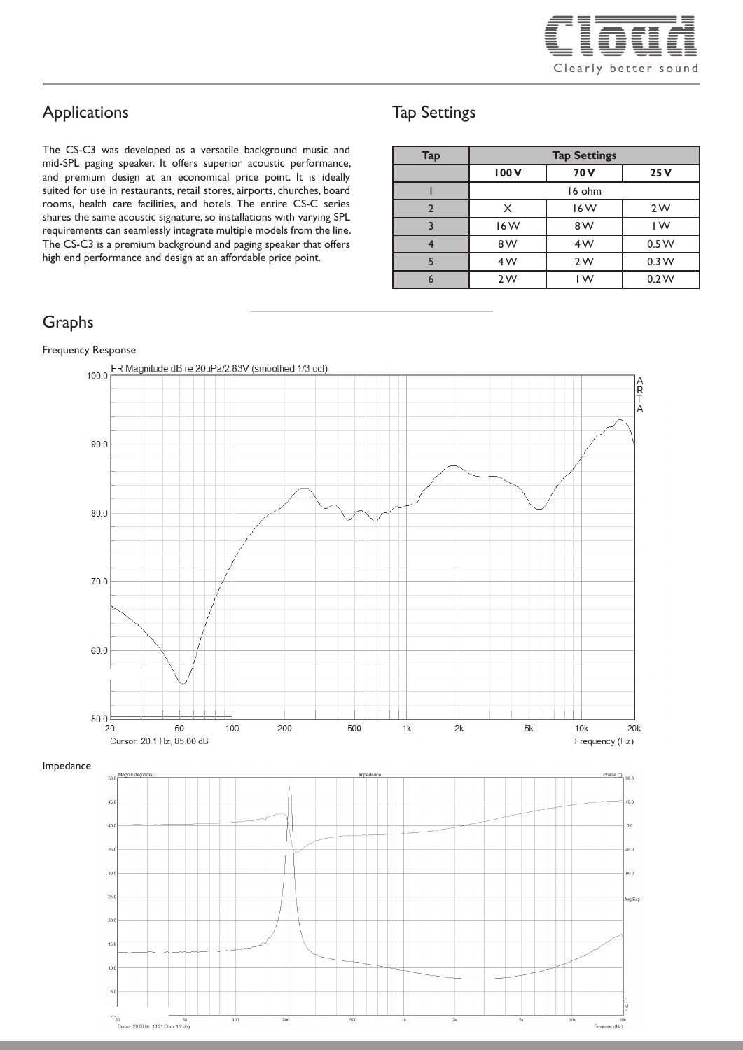## Applications

The CS-C3 was developed as a versatile background music and mid-SPL paging speaker. It offers superior acoustic performance, and premium design at an economical price point. It is ideally suited for use in restaurants, retail stores, airports, churches, board rooms, health care facilities, and hotels. The entire CS-C series shares the same acoustic signature, so installations with varying SPL requirements can seamlessly integrate multiple models from the line. The CS-C3 is a premium background and paging speaker that offers high end performance and design at an affordable price point.

## Tap Settings

| Tap | Tap Settings | | |
|---|---|---|---|
| | **100 V** | **70 V** | **25 V** |
| 1 | 16 ohm | | |
| 2 | X | 16 W | 2 W |
| 3 | 16 W | 8 W | 1 W |
| 4 | 8 W | 4 W | 0.5 W |
| 5 | 4 W | 2 W | 0.3 W |
| 6 | 2 W | 1 W | 0.2 W |

## Graphs

Frequency Response

FR Magnitude dB re 20uPa/2.83V (smoothed 1/3 oct)

Cursor: 20.1 Hz, 85.00 dB

Frequency (Hz)

Impedance

Cursor: 20.00 Hz, 13.21 Ohm, 1.2 deg

Frequency(Hz)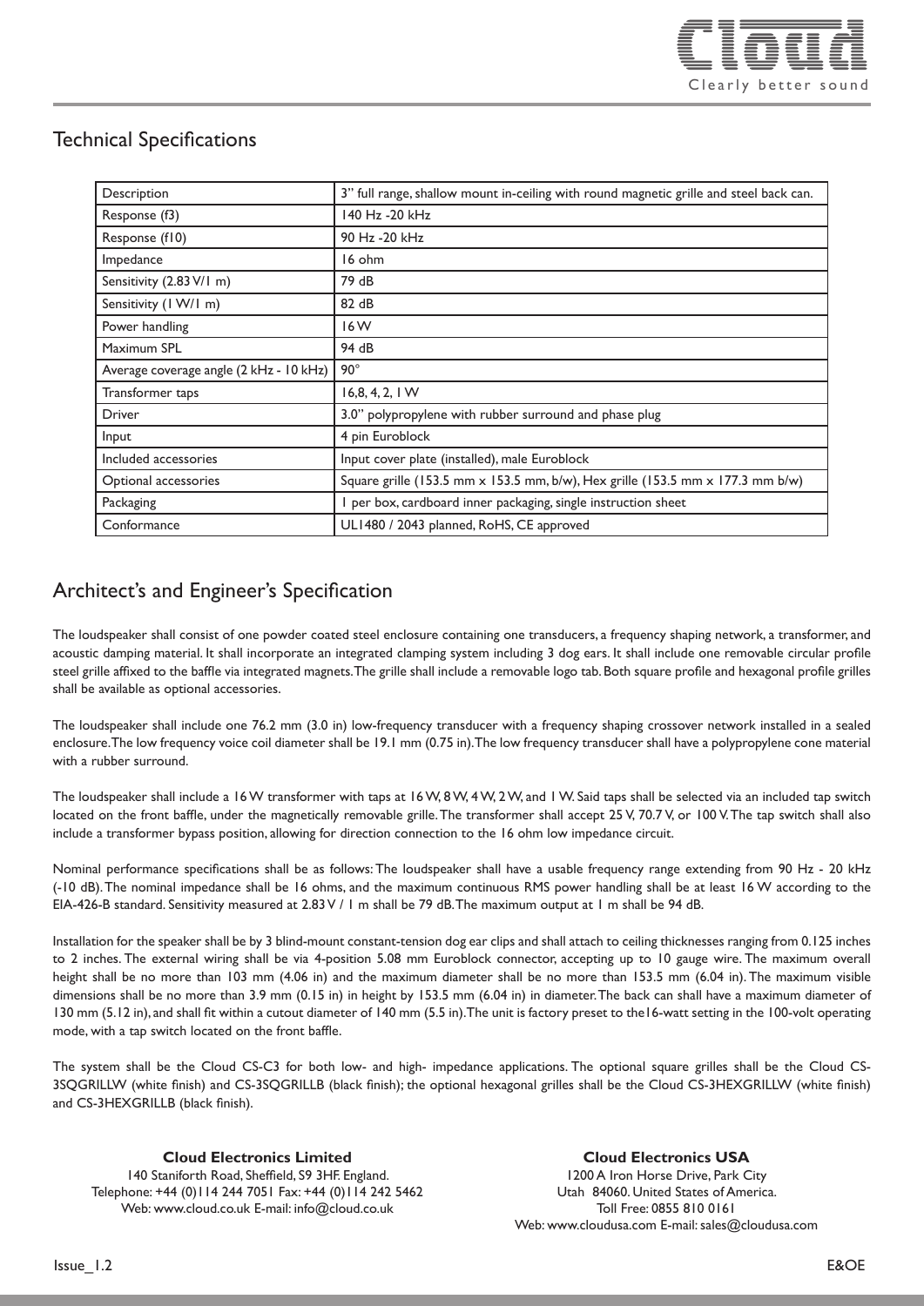## Technical Specifications

| | |
|---|---|
| Description | 3" full range, shallow mount in-ceiling with round magnetic grille and steel back can. |
| Response (f3) | 140 Hz -20 kHz |
| Response (f10) | 90 Hz -20 kHz |
| Impedance | 16 ohm |
| Sensitivity (2.83 V/1 m) | 79 dB |
| Sensitivity (1 W/1 m) | 82 dB |
| Power handling | 16 W |
| Maximum SPL | 94 dB |
| Average coverage angle (2 kHz - 10 kHz) | 90° |
| Transformer taps | 16,8, 4, 2, 1 W |
| Driver | 3.0" polypropylene with rubber surround and phase plug |
| Input | 4 pin Euroblock |
| Included accessories | Input cover plate (installed), male Euroblock |
| Optional accessories | Square grille (153.5 mm x 153.5 mm, b/w), Hex grille (153.5 mm x 177.3 mm b/w) |
| Packaging | 1 per box, cardboard inner packaging, single instruction sheet |
| Conformance | UL1480 / 2043 planned, RoHS, CE approved |

## Architect's and Engineer's Specification

The loudspeaker shall consist of one powder coated steel enclosure containing one transducers, a frequency shaping network, a transformer, and acoustic damping material. It shall incorporate an integrated clamping system including 3 dog ears. It shall include one removable circular profile steel grille affixed to the baffle via integrated magnets. The grille shall include a removable logo tab. Both square profile and hexagonal profile grilles shall be available as optional accessories.

The loudspeaker shall include one 76.2 mm (3.0 in) low-frequency transducer with a frequency shaping crossover network installed in a sealed enclosure. The low frequency voice coil diameter shall be 19.1 mm (0.75 in). The low frequency transducer shall have a polypropylene cone material with a rubber surround.

The loudspeaker shall include a 16 W transformer with taps at 16 W, 8 W, 4 W, 2 W, and 1 W. Said taps shall be selected via an included tap switch located on the front baffle, under the magnetically removable grille. The transformer shall accept 25 V, 70.7 V, or 100 V. The tap switch shall also include a transformer bypass position, allowing for direction connection to the 16 ohm low impedance circuit.

Nominal performance specifications shall be as follows: The loudspeaker shall have a usable frequency range extending from 90 Hz - 20 kHz (-10 dB). The nominal impedance shall be 16 ohms, and the maximum continuous RMS power handling shall be at least 16 W according to the EIA-426-B standard. Sensitivity measured at 2.83 V / 1 m shall be 79 dB. The maximum output at 1 m shall be 94 dB.

Installation for the speaker shall be by 3 blind-mount constant-tension dog ear clips and shall attach to ceiling thicknesses ranging from 0.125 inches to 2 inches. The external wiring shall be via 4-position 5.08 mm Euroblock connector, accepting up to 10 gauge wire. The maximum overall height shall be no more than 103 mm (4.06 in) and the maximum diameter shall be no more than 153.5 mm (6.04 in). The maximum visible dimensions shall be no more than 3.9 mm (0.15 in) in height by 153.5 mm (6.04 in) in diameter. The back can shall have a maximum diameter of 130 mm (5.12 in), and shall fit within a cutout diameter of 140 mm (5.5 in). The unit is factory preset to the16-watt setting in the 100-volt operating mode, with a tap switch located on the front baffle.

The system shall be the Cloud CS-C3 for both low- and high- impedance applications. The optional square grilles shall be the Cloud CS-3SQGRILLW (white finish) and CS-3SQGRILLB (black finish); the optional hexagonal grilles shall be the Cloud CS-3HEXGRILLW (white finish) and CS-3HEXGRILLB (black finish).

**Cloud Electronics Limited**
140 Staniforth Road, Sheffield, S9 3HF. England.
Telephone: +44 (0)114 244 7051 Fax: +44 (0)114 242 5462
Web: www.cloud.co.uk E-mail: info@cloud.co.uk

**Cloud Electronics USA**
1200 A Iron Horse Drive, Park City
Utah 84060. United States of America.
Toll Free: 0855 810 0161
Web: www.cloudusa.com E-mail: sales@cloudusa.com

Issue_1.2

E&OE